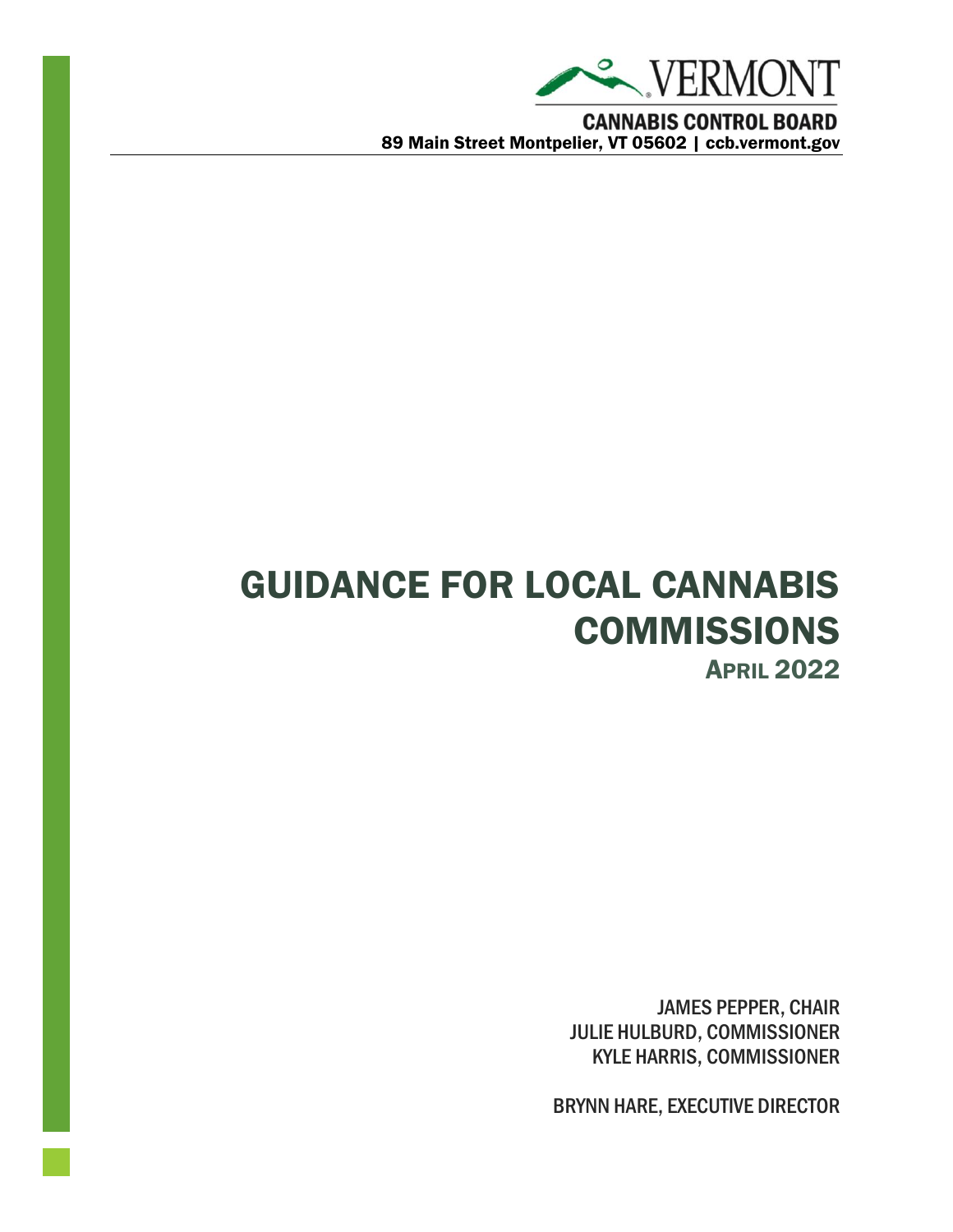VERMONT

**CANNABIS CONTROL BOARD**

**89 Main Street Montpelier, VT 05602 | ccb.vermont.gov**

# GUIDANCE FOR LOCAL CANNABIS COMMISSIONS

## APRIL 2022

JAMES PEPPER, CHAIR
JULIE HULBURD, COMMISSIONER
KYLE HARRIS, COMMISSIONER

BRYNN HARE, EXECUTIVE DIRECTOR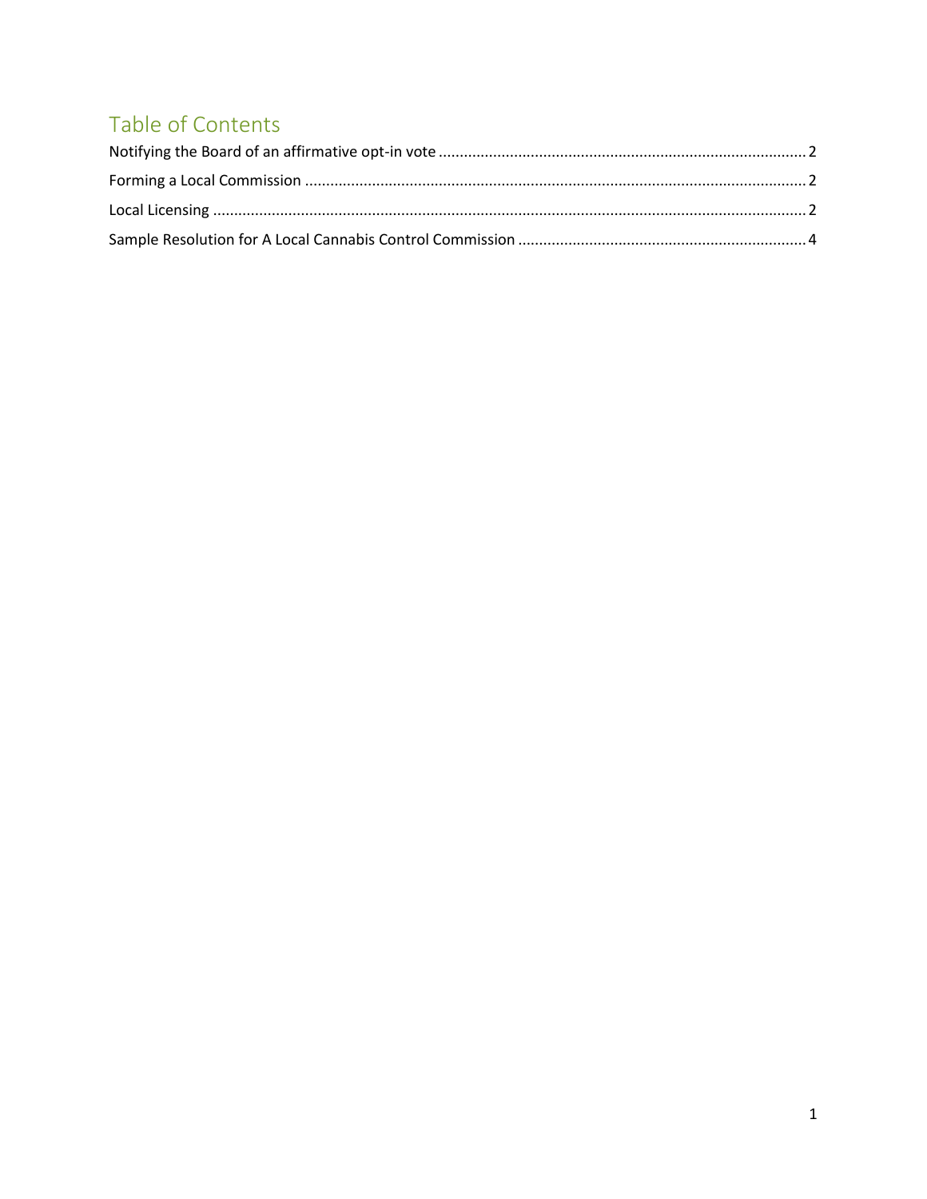## Table of Contents

Notifying the Board of an affirmative opt-in vote ........................................................................................ 2

Forming a Local Commission ........................................................................................................................ 2

Local Licensing ............................................................................................................................................. 2

Sample Resolution for A Local Cannabis Control Commission ..................................................................... 4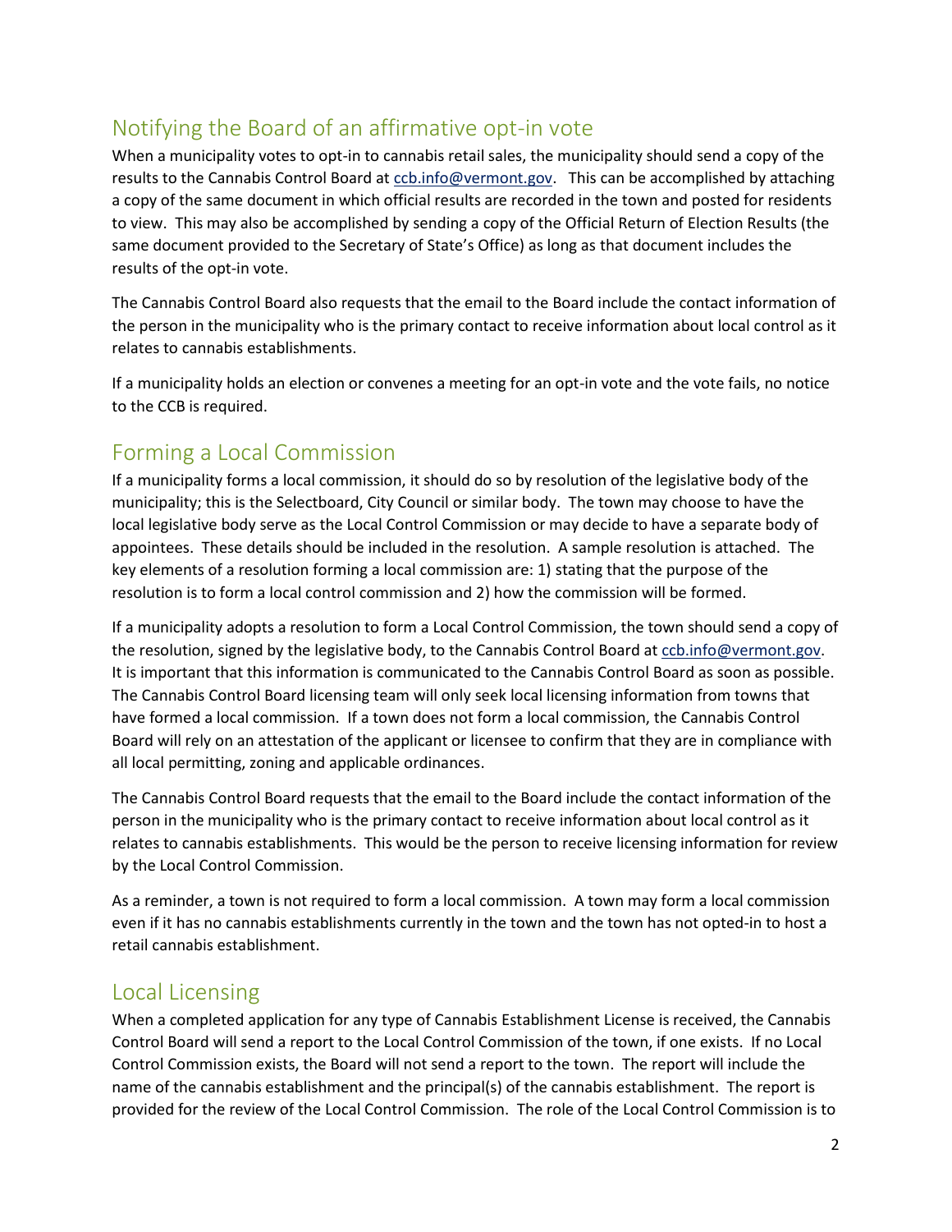## Notifying the Board of an affirmative opt-in vote

When a municipality votes to opt-in to cannabis retail sales, the municipality should send a copy of the results to the Cannabis Control Board at ccb.info@vermont.gov. This can be accomplished by attaching a copy of the same document in which official results are recorded in the town and posted for residents to view. This may also be accomplished by sending a copy of the Official Return of Election Results (the same document provided to the Secretary of State's Office) as long as that document includes the results of the opt-in vote.

The Cannabis Control Board also requests that the email to the Board include the contact information of the person in the municipality who is the primary contact to receive information about local control as it relates to cannabis establishments.

If a municipality holds an election or convenes a meeting for an opt-in vote and the vote fails, no notice to the CCB is required.

## Forming a Local Commission

If a municipality forms a local commission, it should do so by resolution of the legislative body of the municipality; this is the Selectboard, City Council or similar body. The town may choose to have the local legislative body serve as the Local Control Commission or may decide to have a separate body of appointees. These details should be included in the resolution. A sample resolution is attached. The key elements of a resolution forming a local commission are: 1) stating that the purpose of the resolution is to form a local control commission and 2) how the commission will be formed.

If a municipality adopts a resolution to form a Local Control Commission, the town should send a copy of the resolution, signed by the legislative body, to the Cannabis Control Board at ccb.info@vermont.gov. It is important that this information is communicated to the Cannabis Control Board as soon as possible. The Cannabis Control Board licensing team will only seek local licensing information from towns that have formed a local commission. If a town does not form a local commission, the Cannabis Control Board will rely on an attestation of the applicant or licensee to confirm that they are in compliance with all local permitting, zoning and applicable ordinances.

The Cannabis Control Board requests that the email to the Board include the contact information of the person in the municipality who is the primary contact to receive information about local control as it relates to cannabis establishments. This would be the person to receive licensing information for review by the Local Control Commission.

As a reminder, a town is not required to form a local commission. A town may form a local commission even if it has no cannabis establishments currently in the town and the town has not opted-in to host a retail cannabis establishment.

## Local Licensing

When a completed application for any type of Cannabis Establishment License is received, the Cannabis Control Board will send a report to the Local Control Commission of the town, if one exists. If no Local Control Commission exists, the Board will not send a report to the town. The report will include the name of the cannabis establishment and the principal(s) of the cannabis establishment. The report is provided for the review of the Local Control Commission. The role of the Local Control Commission is to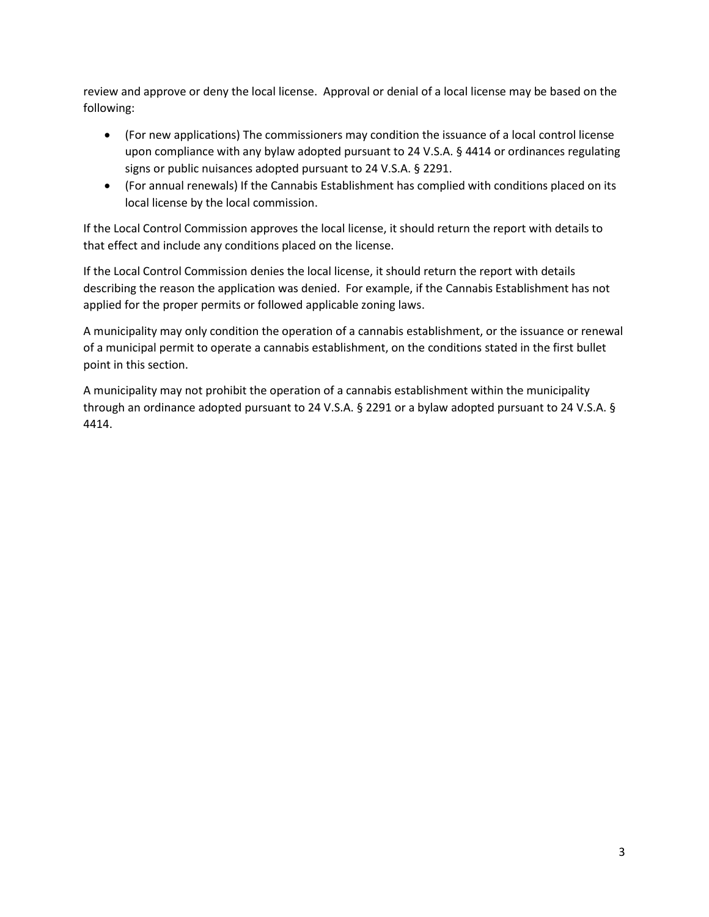review and approve or deny the local license. Approval or denial of a local license may be based on the following:

- (For new applications) The commissioners may condition the issuance of a local control license upon compliance with any bylaw adopted pursuant to 24 V.S.A. § 4414 or ordinances regulating signs or public nuisances adopted pursuant to 24 V.S.A. § 2291.
- (For annual renewals) If the Cannabis Establishment has complied with conditions placed on its local license by the local commission.

If the Local Control Commission approves the local license, it should return the report with details to that effect and include any conditions placed on the license.

If the Local Control Commission denies the local license, it should return the report with details describing the reason the application was denied. For example, if the Cannabis Establishment has not applied for the proper permits or followed applicable zoning laws.

A municipality may only condition the operation of a cannabis establishment, or the issuance or renewal of a municipal permit to operate a cannabis establishment, on the conditions stated in the first bullet point in this section.

A municipality may not prohibit the operation of a cannabis establishment within the municipality through an ordinance adopted pursuant to 24 V.S.A. § 2291 or a bylaw adopted pursuant to 24 V.S.A. § 4414.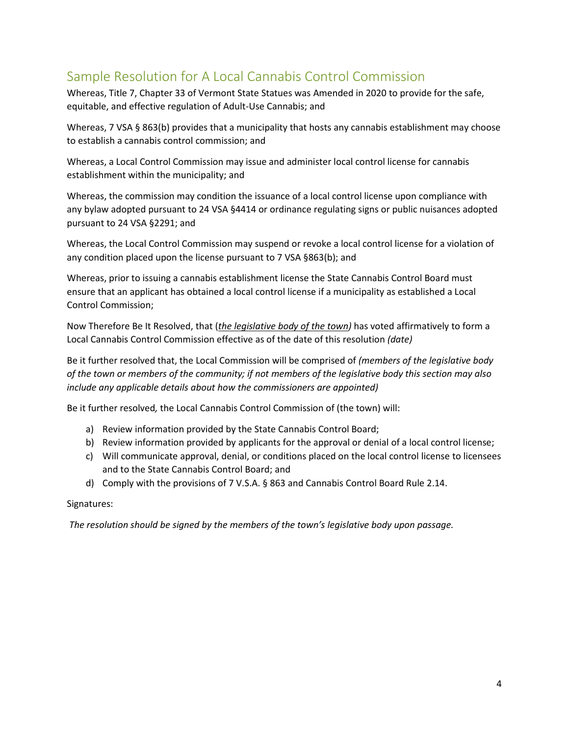## Sample Resolution for A Local Cannabis Control Commission

Whereas, Title 7, Chapter 33 of Vermont State Statues was Amended in 2020 to provide for the safe, equitable, and effective regulation of Adult-Use Cannabis; and

Whereas, 7 VSA § 863(b) provides that a municipality that hosts any cannabis establishment may choose to establish a cannabis control commission; and

Whereas, a Local Control Commission may issue and administer local control license for cannabis establishment within the municipality; and

Whereas, the commission may condition the issuance of a local control license upon compliance with any bylaw adopted pursuant to 24 VSA §4414 or ordinance regulating signs or public nuisances adopted pursuant to 24 VSA §2291; and

Whereas, the Local Control Commission may suspend or revoke a local control license for a violation of any condition placed upon the license pursuant to 7 VSA §863(b); and

Whereas, prior to issuing a cannabis establishment license the State Cannabis Control Board must ensure that an applicant has obtained a local control license if a municipality as established a Local Control Commission;

Now Therefore Be It Resolved, that (*the legislative body of the town)* has voted affirmatively to form a Local Cannabis Control Commission effective as of the date of this resolution *(date)*

Be it further resolved that, the Local Commission will be comprised of *(members of the legislative body of the town or members of the community; if not members of the legislative body this section may also include any applicable details about how the commissioners are appointed)*

Be it further resolved*,* the Local Cannabis Control Commission of (the town) will:

a) Review information provided by the State Cannabis Control Board;
b) Review information provided by applicants for the approval or denial of a local control license;
c) Will communicate approval, denial, or conditions placed on the local control license to licensees and to the State Cannabis Control Board; and
d) Comply with the provisions of 7 V.S.A. § 863 and Cannabis Control Board Rule 2.14.

Signatures:

*The resolution should be signed by the members of the town's legislative body upon passage.*